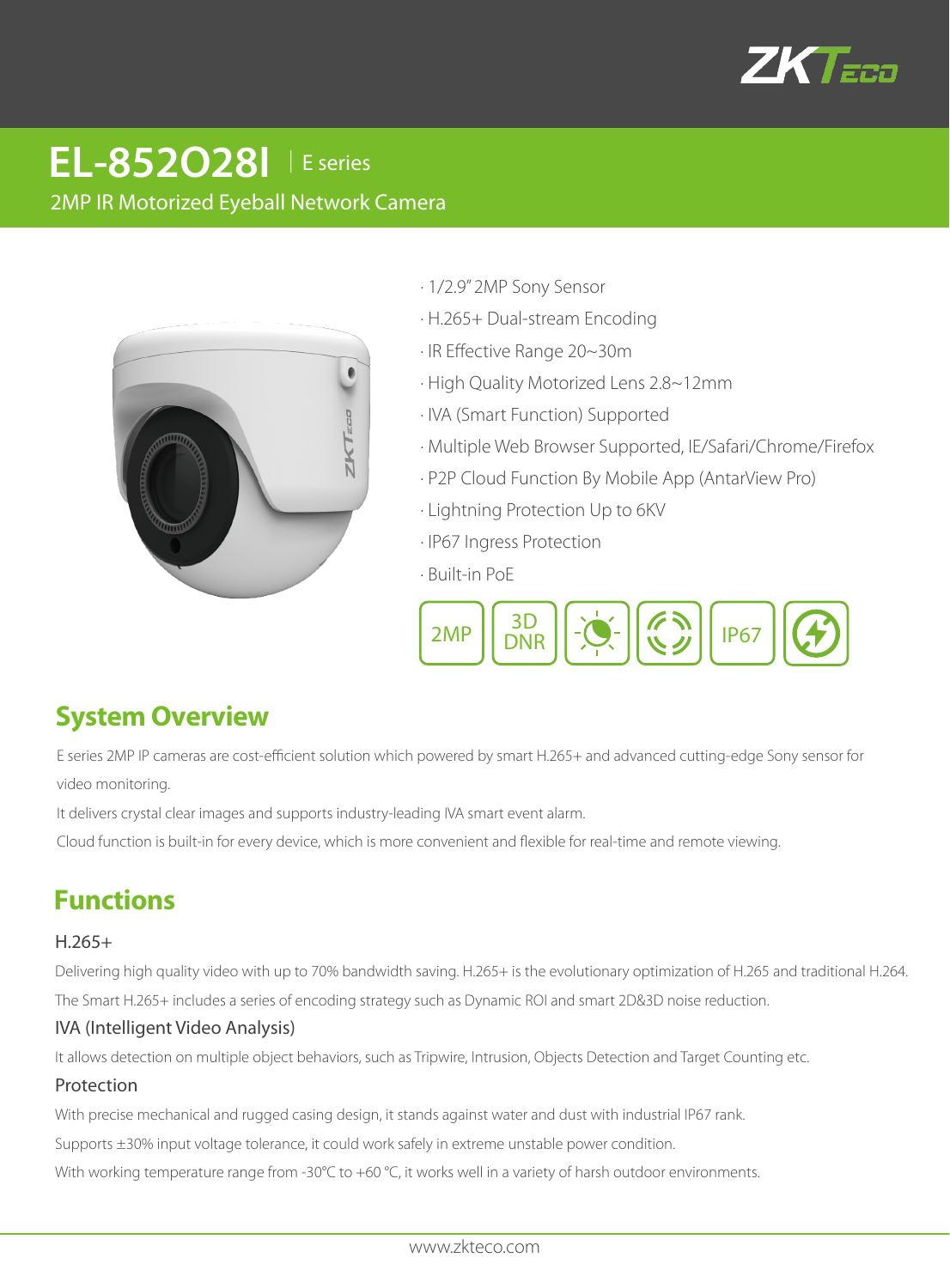# EL-852O28I | E series

2MP IR Motorized Eyeball Network Camera

- 1/2.9" 2MP Sony Sensor
- H.265+ Dual-stream Encoding
- IR Effective Range 20~30m
- High Quality Motorized Lens 2.8~12mm
- IVA (Smart Function) Supported
- Multiple Web Browser Supported, IE/Safari/Chrome/Firefox
- P2P Cloud Function By Mobile App (AntarView Pro)
- Lightning Protection Up to 6KV
- IP67 Ingress Protection
- Built-in PoE

2MP | 3D DNR | IP67

## System Overview

E series 2MP IP cameras are cost-efficient solution which powered by smart H.265+ and advanced cutting-edge Sony sensor for video monitoring.

It delivers crystal clear images and supports industry-leading IVA smart event alarm.

Cloud function is built-in for every device, which is more convenient and flexible for real-time and remote viewing.

## Functions

### H.265+

Delivering high quality video with up to 70% bandwidth saving. H.265+ is the evolutionary optimization of H.265 and traditional H.264. The Smart H.265+ includes a series of encoding strategy such as Dynamic ROI and smart 2D&3D noise reduction.

### IVA (Intelligent Video Analysis)

It allows detection on multiple object behaviors, such as Tripwire, Intrusion, Objects Detection and Target Counting etc.

### Protection

With precise mechanical and rugged casing design, it stands against water and dust with industrial IP67 rank.

Supports ±30% input voltage tolerance, it could work safely in extreme unstable power condition.

With working temperature range from -30°C to +60 °C, it works well in a variety of harsh outdoor environments.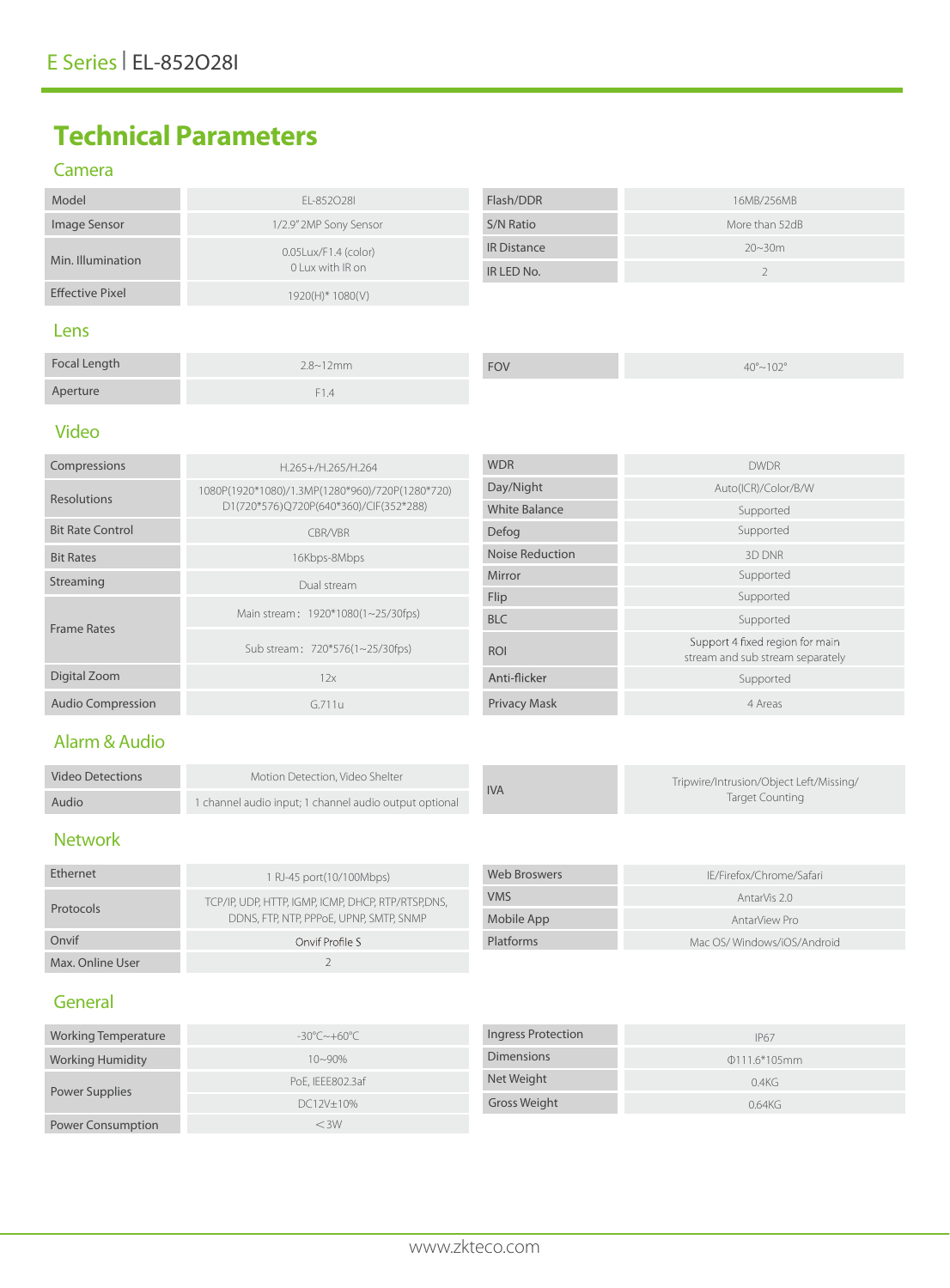E Series | EL-852O28I

# Technical Parameters

## Camera

| Model | EL-852O28I | Flash/DDR | 16MB/256MB |
|---|---|---|---|
| Image Sensor | 1/2.9" 2MP Sony Sensor | S/N Ratio | More than 52dB |
| Min. Illumination | 0.05Lux/F1.4 (color)<br>0 Lux with IR on | IR Distance | 20~30m |
| | | IR LED No. | 2 |
| Effective Pixel | 1920(H)* 1080(V) | | |

## Lens

| Focal Length | 2.8~12mm | FOV | 40°~102° |
|---|---|---|---|
| Aperture | F1.4 | | |

## Video

| Compressions | H.265+/H.265/H.264 | WDR | DWDR |
|---|---|---|---|
| Resolutions | 1080P(1920*1080)/1.3MP(1280*960)/720P(1280*720)<br>D1(720*576)Q720P(640*360)/CIF(352*288) | Day/Night | Auto(ICR)/Color/B/W |
| | | White Balance | Supported |
| Bit Rate Control | CBR/VBR | Defog | Supported |
| Bit Rates | 16Kbps-8Mbps | Noise Reduction | 3D DNR |
| Streaming | Dual stream | Mirror | Supported |
| Frame Rates | Main stream：1920*1080(1~25/30fps) | Flip | Supported |
| | | BLC | Supported |
| | Sub stream：720*576(1~25/30fps) | ROI | Support 4 fixed region for main stream and sub stream separately |
| Digital Zoom | 12x | Anti-flicker | Supported |
| Audio Compression | G.711u | Privacy Mask | 4 Areas |

## Alarm & Audio

| Video Detections | Motion Detection, Video Shelter | IVA | Tripwire/Intrusion/Object Left/Missing/<br>Target Counting |
|---|---|---|---|
| Audio | 1 channel audio input; 1 channel audio output optional | | |

## Network

| Ethernet | 1 RJ-45 port(10/100Mbps) | Web Broswers | IE/Firefox/Chrome/Safari |
|---|---|---|---|
| Protocols | TCP/IP, UDP, HTTP, IGMP, ICMP, DHCP, RTP/RTSP,DNS,<br>DDNS, FTP, NTP, PPPoE, UPNP, SMTP, SNMP | VMS | AntarVis 2.0 |
| | | Mobile App | AntarView Pro |
| Onvif | Onvif Profile S | Platforms | Mac OS/ Windows/iOS/Android |
| Max. Online User | 2 | | |

## General

| Working Temperature | -30℃~+60℃ | Ingress Protection | IP67 |
|---|---|---|---|
| Working Humidity | 10~90% | Dimensions | Φ111.6*105mm |
| Power Supplies | PoE, IEEE802.3af | Net Weight | 0.4KG |
| | DC12V±10% | Gross Weight | 0.64KG |
| Power Consumption | ＜3W | | |

www.zkteco.com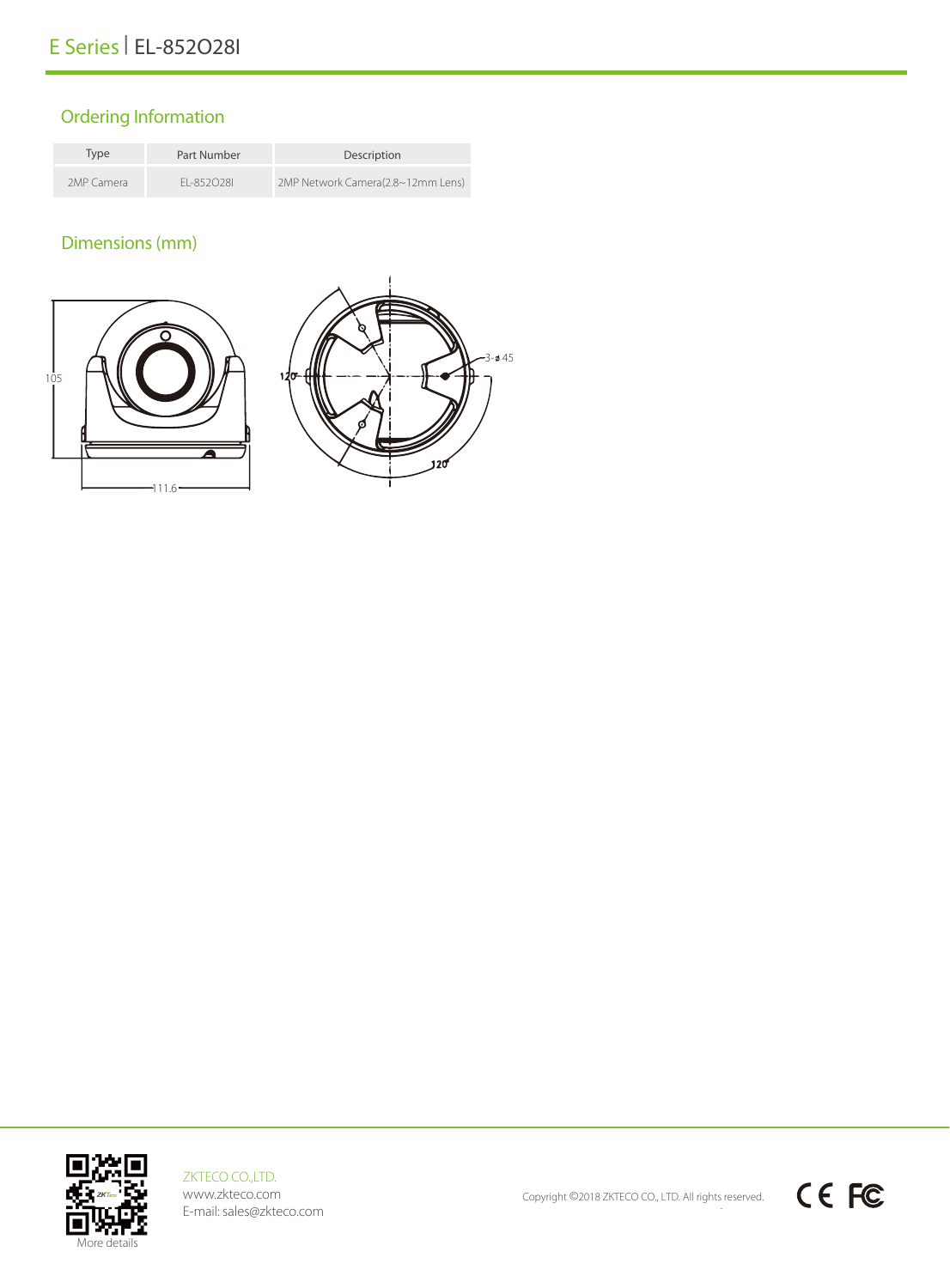## Ordering Information

| Type | Part Number | Description |
|---|---|---|
| 2MP Camera | EL-852O28I | 2MP Network Camera(2.8~12mm Lens) |

## Dimensions (mm)

105

111.6

120

120

3-ø 45

ZKTECO CO.,LTD.
www.zkteco.com
E-mail: sales@zkteco.com

More details

Copyright ©2018 ZKTECO CO., LTD. All rights reserved.